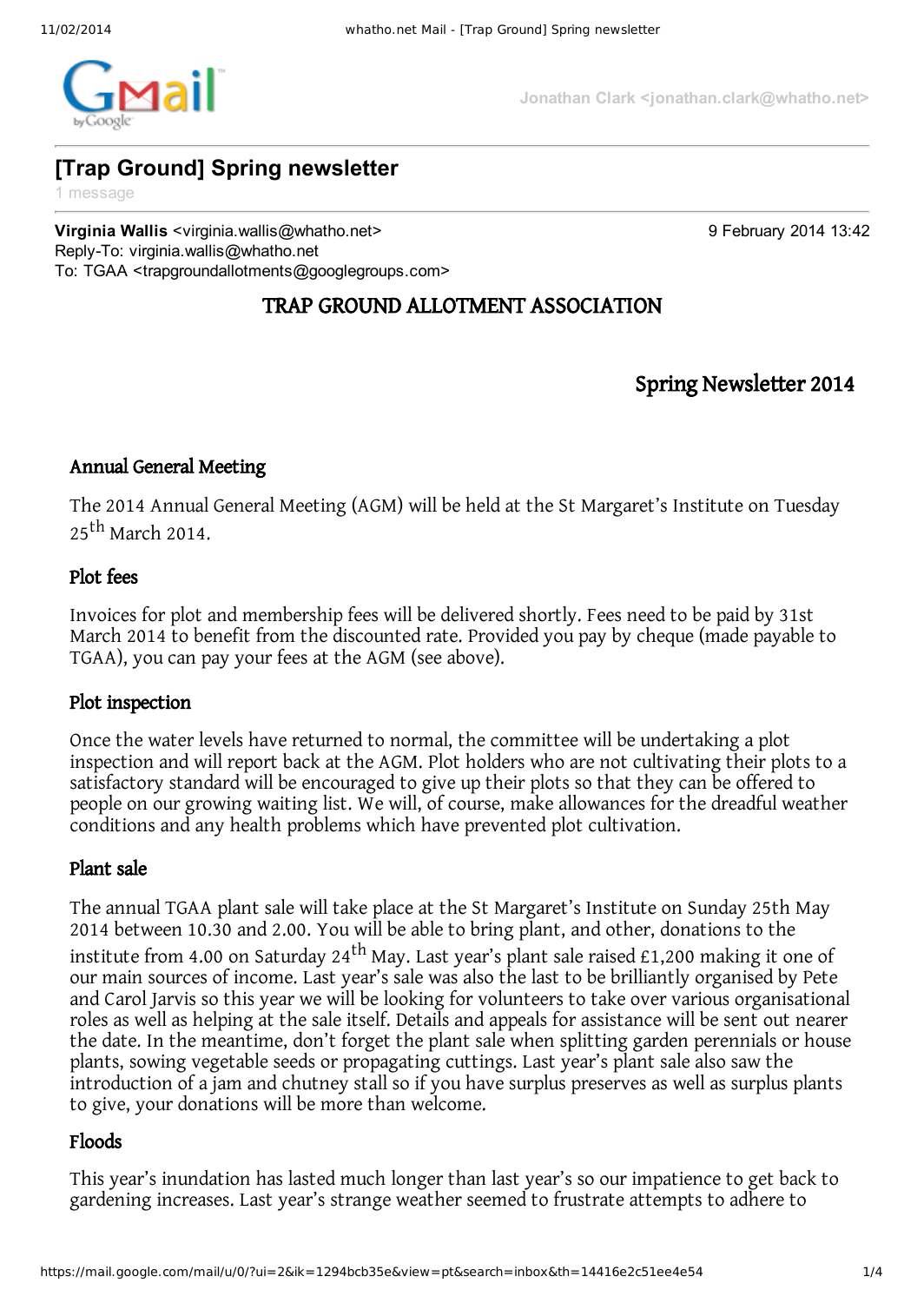# [Trap Ground] Spring newsletter

1 message

**Virginia Wallis** <virginia.wallis@whatho.net>
Reply-To: virginia.wallis@whatho.net
To: TGAA <trapgroundallotments@googlegroups.com>

9 February 2014 13:42

## TRAP GROUND ALLOTMENT ASSOCIATION

## Spring Newsletter 2014

### Annual General Meeting

The 2014 Annual General Meeting (AGM) will be held at the St Margaret's Institute on Tuesday 25th March 2014.

### Plot fees

Invoices for plot and membership fees will be delivered shortly. Fees need to be paid by 31st March 2014 to benefit from the discounted rate. Provided you pay by cheque (made payable to TGAA), you can pay your fees at the AGM (see above).

### Plot inspection

Once the water levels have returned to normal, the committee will be undertaking a plot inspection and will report back at the AGM. Plot holders who are not cultivating their plots to a satisfactory standard will be encouraged to give up their plots so that they can be offered to people on our growing waiting list. We will, of course, make allowances for the dreadful weather conditions and any health problems which have prevented plot cultivation.

### Plant sale

The annual TGAA plant sale will take place at the St Margaret's Institute on Sunday 25th May 2014 between 10.30 and 2.00. You will be able to bring plant, and other, donations to the institute from 4.00 on Saturday 24th May. Last year's plant sale raised £1,200 making it one of our main sources of income. Last year's sale was also the last to be brilliantly organised by Pete and Carol Jarvis so this year we will be looking for volunteers to take over various organisational roles as well as helping at the sale itself. Details and appeals for assistance will be sent out nearer the date. In the meantime, don't forget the plant sale when splitting garden perennials or house plants, sowing vegetable seeds or propagating cuttings. Last year's plant sale also saw the introduction of a jam and chutney stall so if you have surplus preserves as well as surplus plants to give, your donations will be more than welcome.

### Floods

This year's inundation has lasted much longer than last year's so our impatience to get back to gardening increases. Last year's strange weather seemed to frustrate attempts to adhere to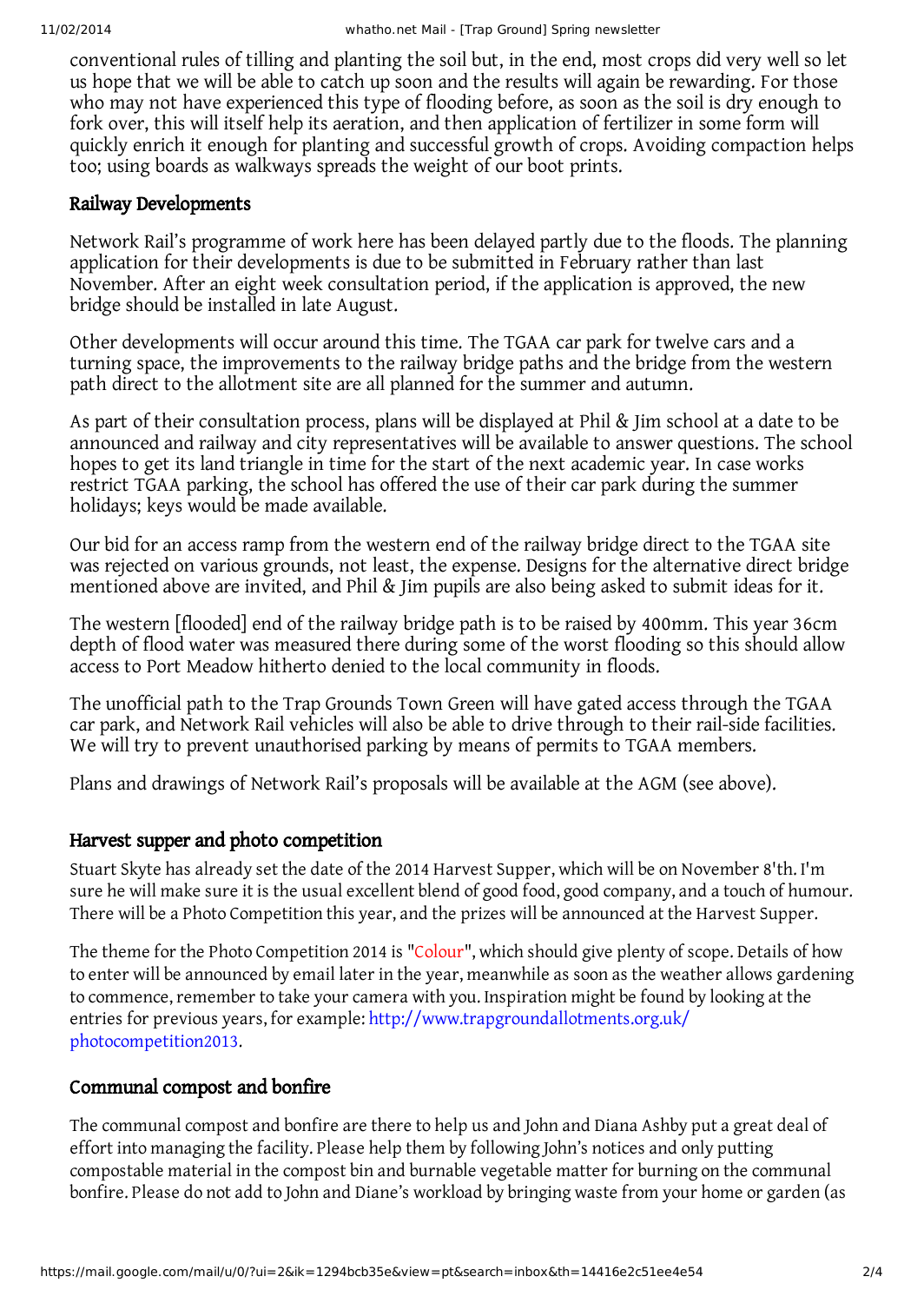conventional rules of tilling and planting the soil but, in the end, most crops did very well so let us hope that we will be able to catch up soon and the results will again be rewarding. For those who may not have experienced this type of flooding before, as soon as the soil is dry enough to fork over, this will itself help its aeration, and then application of fertilizer in some form will quickly enrich it enough for planting and successful growth of crops. Avoiding compaction helps too; using boards as walkways spreads the weight of our boot prints.

### Railway Developments

Network Rail's programme of work here has been delayed partly due to the floods. The planning application for their developments is due to be submitted in February rather than last November. After an eight week consultation period, if the application is approved, the new bridge should be installed in late August.

Other developments will occur around this time. The TGAA car park for twelve cars and a turning space, the improvements to the railway bridge paths and the bridge from the western path direct to the allotment site are all planned for the summer and autumn.

As part of their consultation process, plans will be displayed at Phil & Jim school at a date to be announced and railway and city representatives will be available to answer questions. The school hopes to get its land triangle in time for the start of the next academic year. In case works restrict TGAA parking, the school has offered the use of their car park during the summer holidays; keys would be made available.

Our bid for an access ramp from the western end of the railway bridge direct to the TGAA site was rejected on various grounds, not least, the expense. Designs for the alternative direct bridge mentioned above are invited, and Phil & Jim pupils are also being asked to submit ideas for it.

The western [flooded] end of the railway bridge path is to be raised by 400mm. This year 36cm depth of flood water was measured there during some of the worst flooding so this should allow access to Port Meadow hitherto denied to the local community in floods.

The unofficial path to the Trap Grounds Town Green will have gated access through the TGAA car park, and Network Rail vehicles will also be able to drive through to their rail-side facilities. We will try to prevent unauthorised parking by means of permits to TGAA members.

Plans and drawings of Network Rail's proposals will be available at the AGM (see above).

### Harvest supper and photo competition

Stuart Skyte has already set the date of the 2014 Harvest Supper, which will be on November 8'th. I'm sure he will make sure it is the usual excellent blend of good food, good company, and a touch of humour. There will be a Photo Competition this year, and the prizes will be announced at the Harvest Supper.

The theme for the Photo Competition 2014 is "Colour", which should give plenty of scope. Details of how to enter will be announced by email later in the year, meanwhile as soon as the weather allows gardening to commence, remember to take your camera with you. Inspiration might be found by looking at the entries for previous years, for example: http://www.trapgroundallotments.org.uk/photocompetition2013.

### Communal compost and bonfire

The communal compost and bonfire are there to help us and John and Diana Ashby put a great deal of effort into managing the facility. Please help them by following John's notices and only putting compostable material in the compost bin and burnable vegetable matter for burning on the communal bonfire. Please do not add to John and Diane's workload by bringing waste from your home or garden (as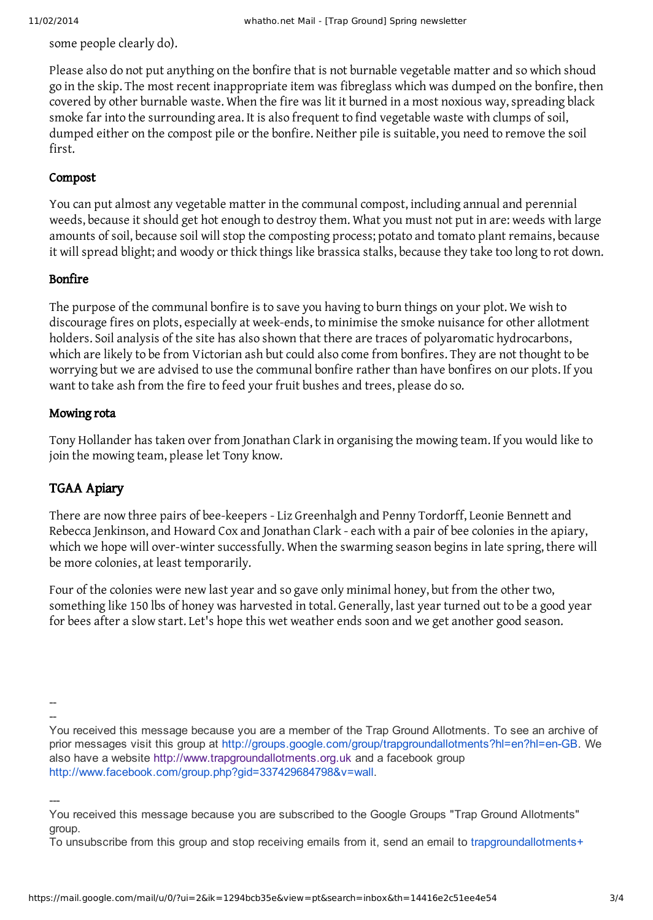some people clearly do).

Please also do not put anything on the bonfire that is not burnable vegetable matter and so which shoud go in the skip. The most recent inappropriate item was fibreglass which was dumped on the bonfire, then covered by other burnable waste. When the fire was lit it burned in a most noxious way, spreading black smoke far into the surrounding area. It is also frequent to find vegetable waste with clumps of soil, dumped either on the compost pile or the bonfire. Neither pile is suitable, you need to remove the soil first.

### Compost

You can put almost any vegetable matter in the communal compost, including annual and perennial weeds, because it should get hot enough to destroy them. What you must not put in are: weeds with large amounts of soil, because soil will stop the composting process; potato and tomato plant remains, because it will spread blight; and woody or thick things like brassica stalks, because they take too long to rot down.

### Bonfire

The purpose of the communal bonfire is to save you having to burn things on your plot. We wish to discourage fires on plots, especially at week-ends, to minimise the smoke nuisance for other allotment holders. Soil analysis of the site has also shown that there are traces of polyaromatic hydrocarbons, which are likely to be from Victorian ash but could also come from bonfires. They are not thought to be worrying but we are advised to use the communal bonfire rather than have bonfires on our plots. If you want to take ash from the fire to feed your fruit bushes and trees, please do so.

### Mowing rota

Tony Hollander has taken over from Jonathan Clark in organising the mowing team. If you would like to join the mowing team, please let Tony know.

## TGAA Apiary

There are now three pairs of bee-keepers - Liz Greenhalgh and Penny Tordorff, Leonie Bennett and Rebecca Jenkinson, and Howard Cox and Jonathan Clark - each with a pair of bee colonies in the apiary, which we hope will over-winter successfully. When the swarming season begins in late spring, there will be more colonies, at least temporarily.

Four of the colonies were new last year and so gave only minimal honey, but from the other two, something like 150 lbs of honey was harvested in total. Generally, last year turned out to be a good year for bees after a slow start. Let's hope this wet weather ends soon and we get another good season.

--

--

You received this message because you are a member of the Trap Ground Allotments. To see an archive of prior messages visit this group at http://groups.google.com/group/trapgroundallotments?hl=en?hl=en-GB. We also have a website http://www.trapgroundallotments.org.uk and a facebook group http://www.facebook.com/group.php?gid=337429684798&v=wall.

---

You received this message because you are subscribed to the Google Groups "Trap Ground Allotments" group.

To unsubscribe from this group and stop receiving emails from it, send an email to trapgroundallotments+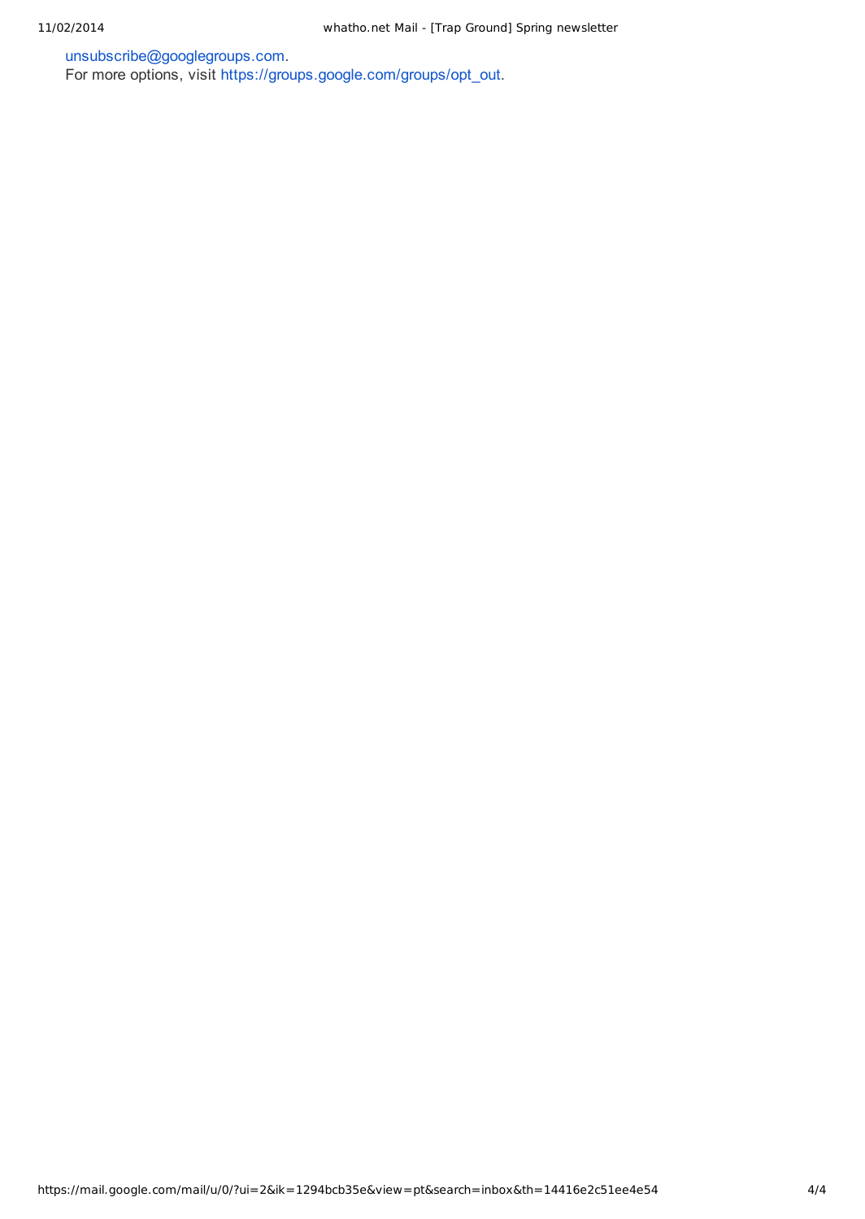unsubscribe@googlegroups.com.
For more options, visit https://groups.google.com/groups/opt_out.